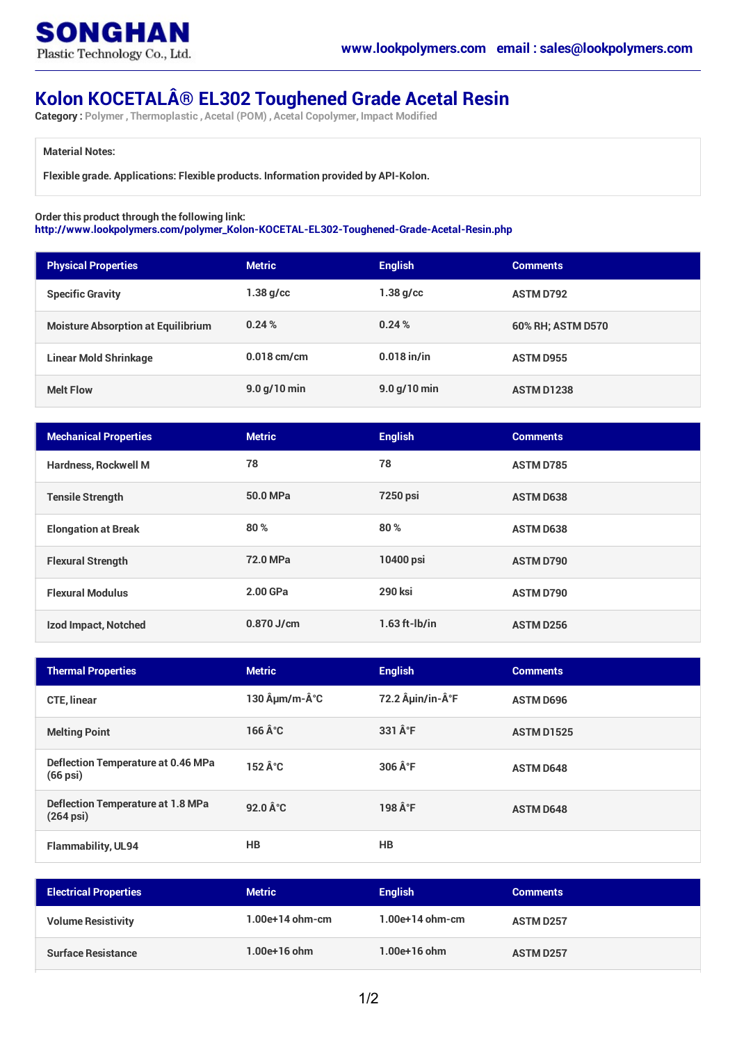**SONGHAN**
Plastic Technology Co., Ltd.

www.lookpolymers.com email : sales@lookpolymers.com

# Kolon KOCETALÂ® EL302 Toughened Grade Acetal Resin

**Category :** Polymer , Thermoplastic , Acetal (POM) , Acetal Copolymer, Impact Modified

**Material Notes:**

Flexible grade. Applications: Flexible products. Information provided by API-Kolon.

Order this product through the following link:
http://www.lookpolymers.com/polymer_Kolon-KOCETAL-EL302-Toughened-Grade-Acetal-Resin.php

| Physical Properties | Metric | English | Comments |
|---|---|---|---|
| Specific Gravity | 1.38 g/cc | 1.38 g/cc | ASTM D792 |
| Moisture Absorption at Equilibrium | 0.24 % | 0.24 % | 60% RH; ASTM D570 |
| Linear Mold Shrinkage | 0.018 cm/cm | 0.018 in/in | ASTM D955 |
| Melt Flow | 9.0 g/10 min | 9.0 g/10 min | ASTM D1238 |

| Mechanical Properties | Metric | English | Comments |
|---|---|---|---|
| Hardness, Rockwell M | 78 | 78 | ASTM D785 |
| Tensile Strength | 50.0 MPa | 7250 psi | ASTM D638 |
| Elongation at Break | 80 % | 80 % | ASTM D638 |
| Flexural Strength | 72.0 MPa | 10400 psi | ASTM D790 |
| Flexural Modulus | 2.00 GPa | 290 ksi | ASTM D790 |
| Izod Impact, Notched | 0.870 J/cm | 1.63 ft-lb/in | ASTM D256 |

| Thermal Properties | Metric | English | Comments |
|---|---|---|---|
| CTE, linear | 130 Âµm/m-Â°C | 72.2 Âµin/in-Â°F | ASTM D696 |
| Melting Point | 166 Â°C | 331 Â°F | ASTM D1525 |
| Deflection Temperature at 0.46 MPa (66 psi) | 152 Â°C | 306 Â°F | ASTM D648 |
| Deflection Temperature at 1.8 MPa (264 psi) | 92.0 Â°C | 198 Â°F | ASTM D648 |
| Flammability, UL94 | HB | HB | |

| Electrical Properties | Metric | English | Comments |
|---|---|---|---|
| Volume Resistivity | 1.00e+14 ohm-cm | 1.00e+14 ohm-cm | ASTM D257 |
| Surface Resistance | 1.00e+16 ohm | 1.00e+16 ohm | ASTM D257 |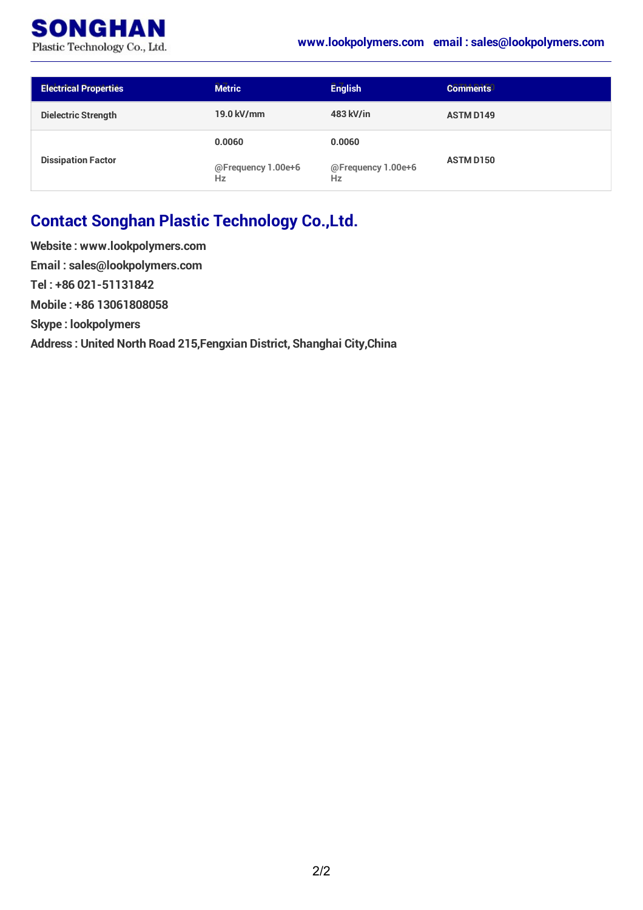| Electrical Properties | Metric | English | Comments |
|---|---|---|---|
| Dielectric Strength | 19.0 kV/mm | 483 kV/in | ASTM D149 |
| Dissipation Factor | 0.0060<br>@Frequency 1.00e+6 Hz | 0.0060<br>@Frequency 1.00e+6 Hz | ASTM D150 |

## Contact Songhan Plastic Technology Co.,Ltd.

**Website : www.lookpolymers.com**

**Email : sales@lookpolymers.com**

**Tel : +86 021-51131842**

**Mobile : +86 13061808058**

**Skype : lookpolymers**

**Address : United North Road 215,Fengxian District, Shanghai City,China**